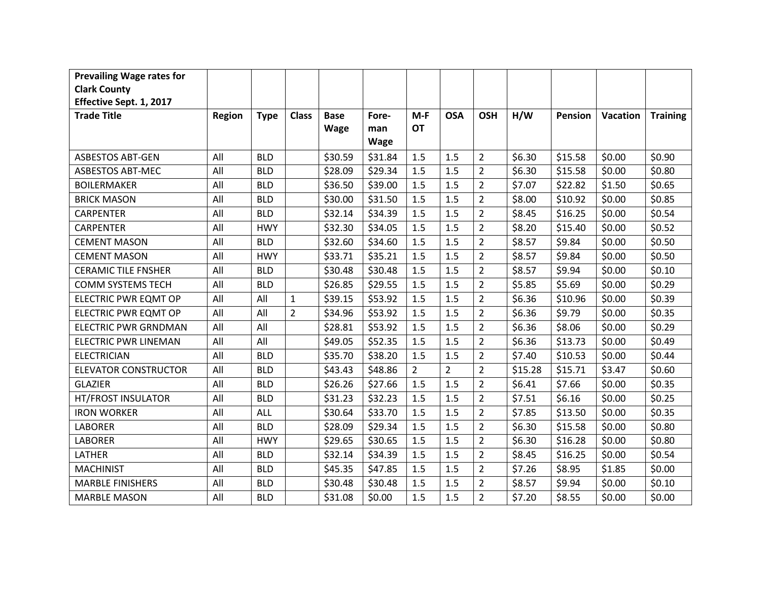| Prevailing Wage rates for Clark County Effective Sept. 1, 2017 | | | | | | | | | | | | |
|---|---|---|---|---|---|---|---|---|---|---|---|---|
| **Trade Title** | **Region** | **Type** | **Class** | **Base Wage** | **Fore-man Wage** | **M-F OT** | **OSA** | **OSH** | **H/W** | **Pension** | **Vacation** | **Training** |
| ASBESTOS ABT-GEN | All | BLD | | $30.59 | $31.84 | 1.5 | 1.5 | 2 | $6.30 | $15.58 | $0.00 | $0.90 |
| ASBESTOS ABT-MEC | All | BLD | | $28.09 | $29.34 | 1.5 | 1.5 | 2 | $6.30 | $15.58 | $0.00 | $0.80 |
| BOILERMAKER | All | BLD | | $36.50 | $39.00 | 1.5 | 1.5 | 2 | $7.07 | $22.82 | $1.50 | $0.65 |
| BRICK MASON | All | BLD | | $30.00 | $31.50 | 1.5 | 1.5 | 2 | $8.00 | $10.92 | $0.00 | $0.85 |
| CARPENTER | All | BLD | | $32.14 | $34.39 | 1.5 | 1.5 | 2 | $8.45 | $16.25 | $0.00 | $0.54 |
| CARPENTER | All | HWY | | $32.30 | $34.05 | 1.5 | 1.5 | 2 | $8.20 | $15.40 | $0.00 | $0.52 |
| CEMENT MASON | All | BLD | | $32.60 | $34.60 | 1.5 | 1.5 | 2 | $8.57 | $9.84 | $0.00 | $0.50 |
| CEMENT MASON | All | HWY | | $33.71 | $35.21 | 1.5 | 1.5 | 2 | $8.57 | $9.84 | $0.00 | $0.50 |
| CERAMIC TILE FNSHER | All | BLD | | $30.48 | $30.48 | 1.5 | 1.5 | 2 | $8.57 | $9.94 | $0.00 | $0.10 |
| COMM SYSTEMS TECH | All | BLD | | $26.85 | $29.55 | 1.5 | 1.5 | 2 | $5.85 | $5.69 | $0.00 | $0.29 |
| ELECTRIC PWR EQMT OP | All | All | 1 | $39.15 | $53.92 | 1.5 | 1.5 | 2 | $6.36 | $10.96 | $0.00 | $0.39 |
| ELECTRIC PWR EQMT OP | All | All | 2 | $34.96 | $53.92 | 1.5 | 1.5 | 2 | $6.36 | $9.79 | $0.00 | $0.35 |
| ELECTRIC PWR GRNDMAN | All | All | | $28.81 | $53.92 | 1.5 | 1.5 | 2 | $6.36 | $8.06 | $0.00 | $0.29 |
| ELECTRIC PWR LINEMAN | All | All | | $49.05 | $52.35 | 1.5 | 1.5 | 2 | $6.36 | $13.73 | $0.00 | $0.49 |
| ELECTRICIAN | All | BLD | | $35.70 | $38.20 | 1.5 | 1.5 | 2 | $7.40 | $10.53 | $0.00 | $0.44 |
| ELEVATOR CONSTRUCTOR | All | BLD | | $43.43 | $48.86 | 2 | 2 | 2 | $15.28 | $15.71 | $3.47 | $0.60 |
| GLAZIER | All | BLD | | $26.26 | $27.66 | 1.5 | 1.5 | 2 | $6.41 | $7.66 | $0.00 | $0.35 |
| HT/FROST INSULATOR | All | BLD | | $31.23 | $32.23 | 1.5 | 1.5 | 2 | $7.51 | $6.16 | $0.00 | $0.25 |
| IRON WORKER | All | ALL | | $30.64 | $33.70 | 1.5 | 1.5 | 2 | $7.85 | $13.50 | $0.00 | $0.35 |
| LABORER | All | BLD | | $28.09 | $29.34 | 1.5 | 1.5 | 2 | $6.30 | $15.58 | $0.00 | $0.80 |
| LABORER | All | HWY | | $29.65 | $30.65 | 1.5 | 1.5 | 2 | $6.30 | $16.28 | $0.00 | $0.80 |
| LATHER | All | BLD | | $32.14 | $34.39 | 1.5 | 1.5 | 2 | $8.45 | $16.25 | $0.00 | $0.54 |
| MACHINIST | All | BLD | | $45.35 | $47.85 | 1.5 | 1.5 | 2 | $7.26 | $8.95 | $1.85 | $0.00 |
| MARBLE FINISHERS | All | BLD | | $30.48 | $30.48 | 1.5 | 1.5 | 2 | $8.57 | $9.94 | $0.00 | $0.10 |
| MARBLE MASON | All | BLD | | $31.08 | $0.00 | 1.5 | 1.5 | 2 | $7.20 | $8.55 | $0.00 | $0.00 |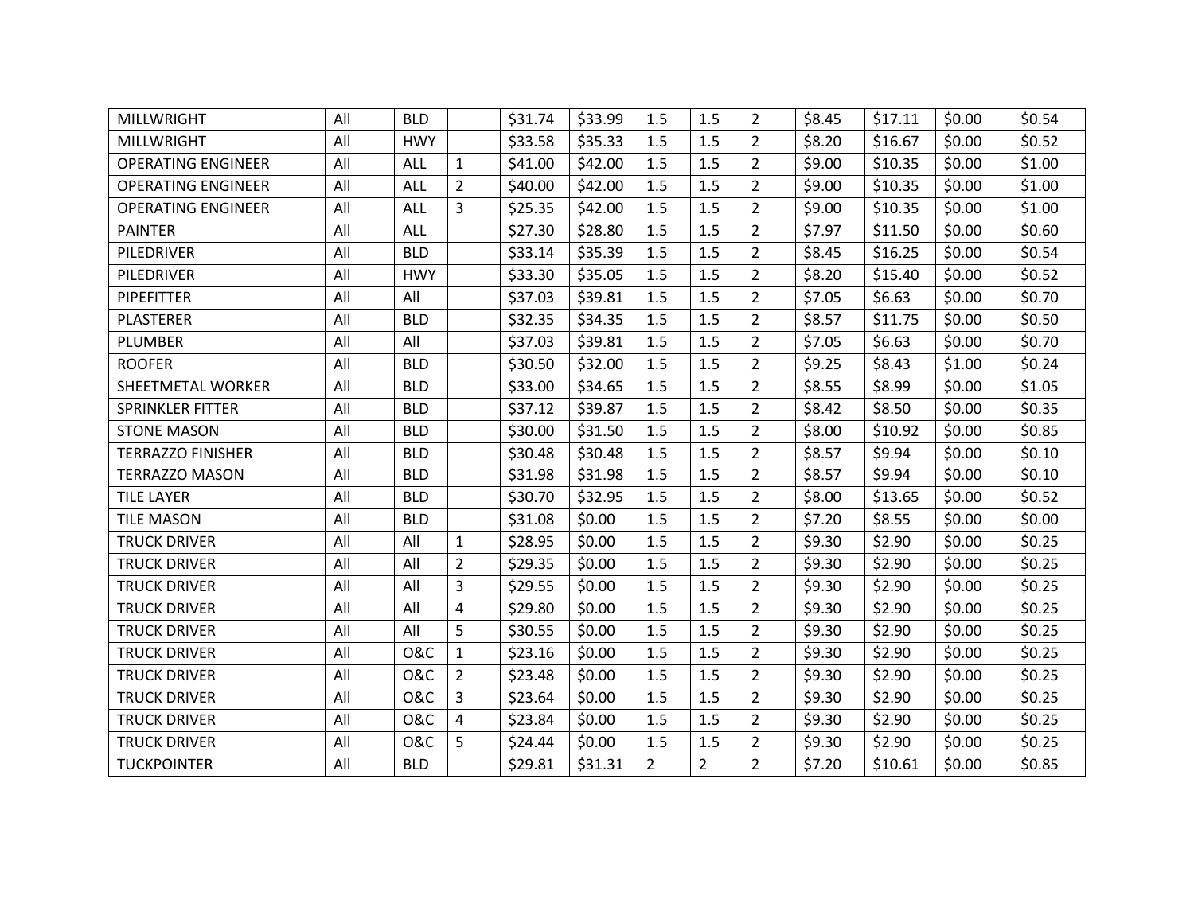| | | | | | | | | | | | | |
|---|---|---|---|---|---|---|---|---|---|---|---|---|
| MILLWRIGHT | All | BLD | | $31.74 | $33.99 | 1.5 | 1.5 | 2 | $8.45 | $17.11 | $0.00 | $0.54 |
| MILLWRIGHT | All | HWY | | $33.58 | $35.33 | 1.5 | 1.5 | 2 | $8.20 | $16.67 | $0.00 | $0.52 |
| OPERATING ENGINEER | All | ALL | 1 | $41.00 | $42.00 | 1.5 | 1.5 | 2 | $9.00 | $10.35 | $0.00 | $1.00 |
| OPERATING ENGINEER | All | ALL | 2 | $40.00 | $42.00 | 1.5 | 1.5 | 2 | $9.00 | $10.35 | $0.00 | $1.00 |
| OPERATING ENGINEER | All | ALL | 3 | $25.35 | $42.00 | 1.5 | 1.5 | 2 | $9.00 | $10.35 | $0.00 | $1.00 |
| PAINTER | All | ALL | | $27.30 | $28.80 | 1.5 | 1.5 | 2 | $7.97 | $11.50 | $0.00 | $0.60 |
| PILEDRIVER | All | BLD | | $33.14 | $35.39 | 1.5 | 1.5 | 2 | $8.45 | $16.25 | $0.00 | $0.54 |
| PILEDRIVER | All | HWY | | $33.30 | $35.05 | 1.5 | 1.5 | 2 | $8.20 | $15.40 | $0.00 | $0.52 |
| PIPEFITTER | All | All | | $37.03 | $39.81 | 1.5 | 1.5 | 2 | $7.05 | $6.63 | $0.00 | $0.70 |
| PLASTERER | All | BLD | | $32.35 | $34.35 | 1.5 | 1.5 | 2 | $8.57 | $11.75 | $0.00 | $0.50 |
| PLUMBER | All | All | | $37.03 | $39.81 | 1.5 | 1.5 | 2 | $7.05 | $6.63 | $0.00 | $0.70 |
| ROOFER | All | BLD | | $30.50 | $32.00 | 1.5 | 1.5 | 2 | $9.25 | $8.43 | $1.00 | $0.24 |
| SHEETMETAL WORKER | All | BLD | | $33.00 | $34.65 | 1.5 | 1.5 | 2 | $8.55 | $8.99 | $0.00 | $1.05 |
| SPRINKLER FITTER | All | BLD | | $37.12 | $39.87 | 1.5 | 1.5 | 2 | $8.42 | $8.50 | $0.00 | $0.35 |
| STONE MASON | All | BLD | | $30.00 | $31.50 | 1.5 | 1.5 | 2 | $8.00 | $10.92 | $0.00 | $0.85 |
| TERRAZZO FINISHER | All | BLD | | $30.48 | $30.48 | 1.5 | 1.5 | 2 | $8.57 | $9.94 | $0.00 | $0.10 |
| TERRAZZO MASON | All | BLD | | $31.98 | $31.98 | 1.5 | 1.5 | 2 | $8.57 | $9.94 | $0.00 | $0.10 |
| TILE LAYER | All | BLD | | $30.70 | $32.95 | 1.5 | 1.5 | 2 | $8.00 | $13.65 | $0.00 | $0.52 |
| TILE MASON | All | BLD | | $31.08 | $0.00 | 1.5 | 1.5 | 2 | $7.20 | $8.55 | $0.00 | $0.00 |
| TRUCK DRIVER | All | All | 1 | $28.95 | $0.00 | 1.5 | 1.5 | 2 | $9.30 | $2.90 | $0.00 | $0.25 |
| TRUCK DRIVER | All | All | 2 | $29.35 | $0.00 | 1.5 | 1.5 | 2 | $9.30 | $2.90 | $0.00 | $0.25 |
| TRUCK DRIVER | All | All | 3 | $29.55 | $0.00 | 1.5 | 1.5 | 2 | $9.30 | $2.90 | $0.00 | $0.25 |
| TRUCK DRIVER | All | All | 4 | $29.80 | $0.00 | 1.5 | 1.5 | 2 | $9.30 | $2.90 | $0.00 | $0.25 |
| TRUCK DRIVER | All | All | 5 | $30.55 | $0.00 | 1.5 | 1.5 | 2 | $9.30 | $2.90 | $0.00 | $0.25 |
| TRUCK DRIVER | All | O&C | 1 | $23.16 | $0.00 | 1.5 | 1.5 | 2 | $9.30 | $2.90 | $0.00 | $0.25 |
| TRUCK DRIVER | All | O&C | 2 | $23.48 | $0.00 | 1.5 | 1.5 | 2 | $9.30 | $2.90 | $0.00 | $0.25 |
| TRUCK DRIVER | All | O&C | 3 | $23.64 | $0.00 | 1.5 | 1.5 | 2 | $9.30 | $2.90 | $0.00 | $0.25 |
| TRUCK DRIVER | All | O&C | 4 | $23.84 | $0.00 | 1.5 | 1.5 | 2 | $9.30 | $2.90 | $0.00 | $0.25 |
| TRUCK DRIVER | All | O&C | 5 | $24.44 | $0.00 | 1.5 | 1.5 | 2 | $9.30 | $2.90 | $0.00 | $0.25 |
| TUCKPOINTER | All | BLD | | $29.81 | $31.31 | 2 | 2 | 2 | $7.20 | $10.61 | $0.00 | $0.85 |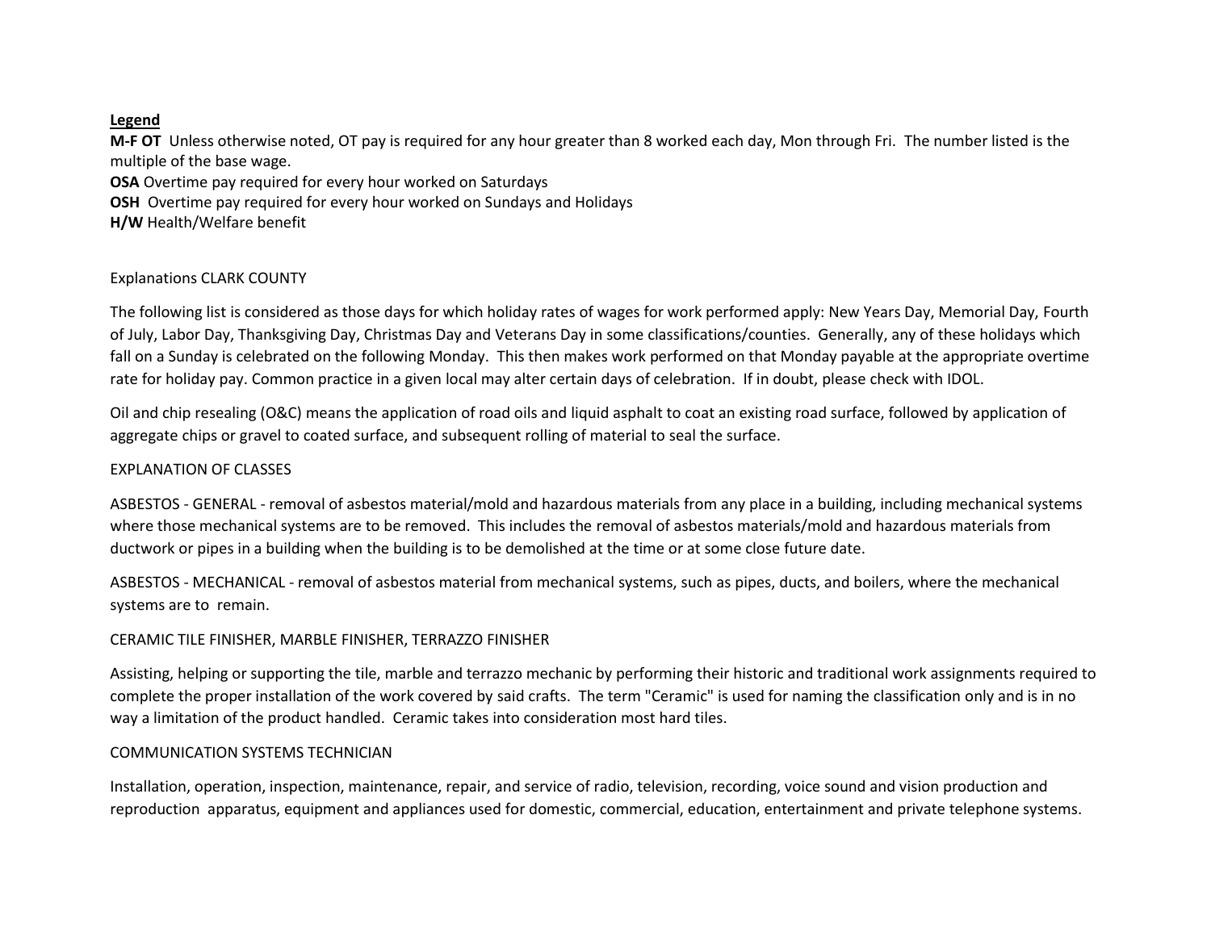**Legend**

**M-F OT** Unless otherwise noted, OT pay is required for any hour greater than 8 worked each day, Mon through Fri. The number listed is the multiple of the base wage.
**OSA** Overtime pay required for every hour worked on Saturdays
**OSH** Overtime pay required for every hour worked on Sundays and Holidays
**H/W** Health/Welfare benefit

Explanations CLARK COUNTY

The following list is considered as those days for which holiday rates of wages for work performed apply: New Years Day, Memorial Day, Fourth of July, Labor Day, Thanksgiving Day, Christmas Day and Veterans Day in some classifications/counties. Generally, any of these holidays which fall on a Sunday is celebrated on the following Monday. This then makes work performed on that Monday payable at the appropriate overtime rate for holiday pay. Common practice in a given local may alter certain days of celebration. If in doubt, please check with IDOL.

Oil and chip resealing (O&C) means the application of road oils and liquid asphalt to coat an existing road surface, followed by application of aggregate chips or gravel to coated surface, and subsequent rolling of material to seal the surface.

EXPLANATION OF CLASSES

ASBESTOS - GENERAL - removal of asbestos material/mold and hazardous materials from any place in a building, including mechanical systems where those mechanical systems are to be removed. This includes the removal of asbestos materials/mold and hazardous materials from ductwork or pipes in a building when the building is to be demolished at the time or at some close future date.

ASBESTOS - MECHANICAL - removal of asbestos material from mechanical systems, such as pipes, ducts, and boilers, where the mechanical systems are to remain.

CERAMIC TILE FINISHER, MARBLE FINISHER, TERRAZZO FINISHER

Assisting, helping or supporting the tile, marble and terrazzo mechanic by performing their historic and traditional work assignments required to complete the proper installation of the work covered by said crafts. The term "Ceramic" is used for naming the classification only and is in no way a limitation of the product handled. Ceramic takes into consideration most hard tiles.

COMMUNICATION SYSTEMS TECHNICIAN

Installation, operation, inspection, maintenance, repair, and service of radio, television, recording, voice sound and vision production and reproduction apparatus, equipment and appliances used for domestic, commercial, education, entertainment and private telephone systems.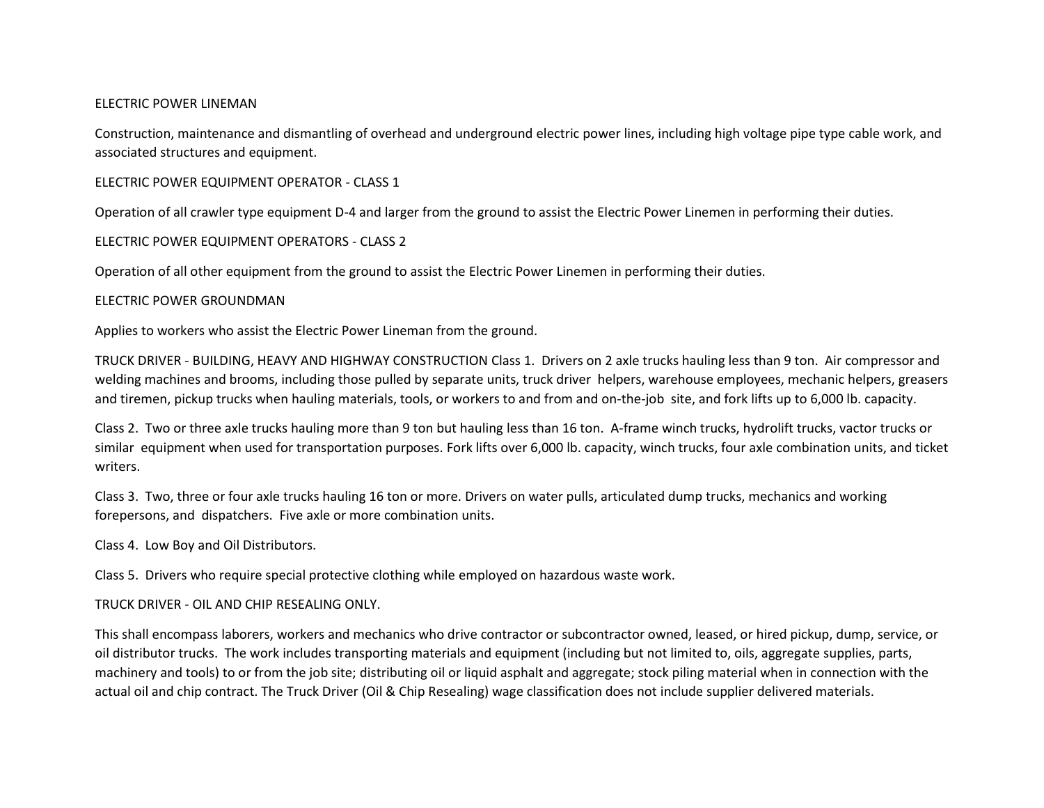ELECTRIC POWER LINEMAN

Construction, maintenance and dismantling of overhead and underground electric power lines, including high voltage pipe type cable work, and associated structures and equipment.

ELECTRIC POWER EQUIPMENT OPERATOR - CLASS 1

Operation of all crawler type equipment D-4 and larger from the ground to assist the Electric Power Linemen in performing their duties.

ELECTRIC POWER EQUIPMENT OPERATORS - CLASS 2

Operation of all other equipment from the ground to assist the Electric Power Linemen in performing their duties.

ELECTRIC POWER GROUNDMAN

Applies to workers who assist the Electric Power Lineman from the ground.

TRUCK DRIVER - BUILDING, HEAVY AND HIGHWAY CONSTRUCTION Class 1. Drivers on 2 axle trucks hauling less than 9 ton. Air compressor and welding machines and brooms, including those pulled by separate units, truck driver helpers, warehouse employees, mechanic helpers, greasers and tiremen, pickup trucks when hauling materials, tools, or workers to and from and on-the-job site, and fork lifts up to 6,000 lb. capacity.

Class 2. Two or three axle trucks hauling more than 9 ton but hauling less than 16 ton. A-frame winch trucks, hydrolift trucks, vactor trucks or similar equipment when used for transportation purposes. Fork lifts over 6,000 lb. capacity, winch trucks, four axle combination units, and ticket writers.

Class 3. Two, three or four axle trucks hauling 16 ton or more. Drivers on water pulls, articulated dump trucks, mechanics and working forepersons, and dispatchers. Five axle or more combination units.

Class 4. Low Boy and Oil Distributors.

Class 5. Drivers who require special protective clothing while employed on hazardous waste work.

TRUCK DRIVER - OIL AND CHIP RESEALING ONLY.

This shall encompass laborers, workers and mechanics who drive contractor or subcontractor owned, leased, or hired pickup, dump, service, or oil distributor trucks. The work includes transporting materials and equipment (including but not limited to, oils, aggregate supplies, parts, machinery and tools) to or from the job site; distributing oil or liquid asphalt and aggregate; stock piling material when in connection with the actual oil and chip contract. The Truck Driver (Oil & Chip Resealing) wage classification does not include supplier delivered materials.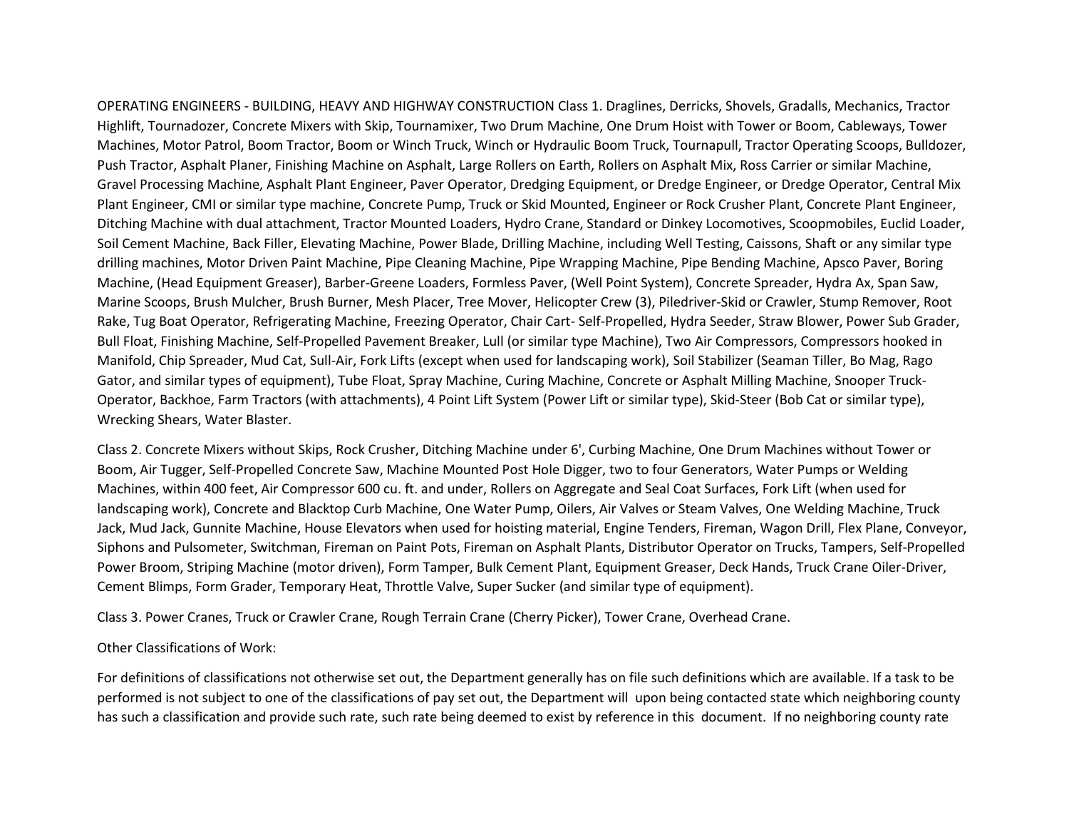OPERATING ENGINEERS - BUILDING, HEAVY AND HIGHWAY CONSTRUCTION Class 1. Draglines, Derricks, Shovels, Gradalls, Mechanics, Tractor Highlift, Tournadozer, Concrete Mixers with Skip, Tournamixer, Two Drum Machine, One Drum Hoist with Tower or Boom, Cableways, Tower Machines, Motor Patrol, Boom Tractor, Boom or Winch Truck, Winch or Hydraulic Boom Truck, Tournapull, Tractor Operating Scoops, Bulldozer, Push Tractor, Asphalt Planer, Finishing Machine on Asphalt, Large Rollers on Earth, Rollers on Asphalt Mix, Ross Carrier or similar Machine, Gravel Processing Machine, Asphalt Plant Engineer, Paver Operator, Dredging Equipment, or Dredge Engineer, or Dredge Operator, Central Mix Plant Engineer, CMI or similar type machine, Concrete Pump, Truck or Skid Mounted, Engineer or Rock Crusher Plant, Concrete Plant Engineer, Ditching Machine with dual attachment, Tractor Mounted Loaders, Hydro Crane, Standard or Dinkey Locomotives, Scoopmobiles, Euclid Loader, Soil Cement Machine, Back Filler, Elevating Machine, Power Blade, Drilling Machine, including Well Testing, Caissons, Shaft or any similar type drilling machines, Motor Driven Paint Machine, Pipe Cleaning Machine, Pipe Wrapping Machine, Pipe Bending Machine, Apsco Paver, Boring Machine, (Head Equipment Greaser), Barber-Greene Loaders, Formless Paver, (Well Point System), Concrete Spreader, Hydra Ax, Span Saw, Marine Scoops, Brush Mulcher, Brush Burner, Mesh Placer, Tree Mover, Helicopter Crew (3), Piledriver-Skid or Crawler, Stump Remover, Root Rake, Tug Boat Operator, Refrigerating Machine, Freezing Operator, Chair Cart- Self-Propelled, Hydra Seeder, Straw Blower, Power Sub Grader, Bull Float, Finishing Machine, Self-Propelled Pavement Breaker, Lull (or similar type Machine), Two Air Compressors, Compressors hooked in Manifold, Chip Spreader, Mud Cat, Sull-Air, Fork Lifts (except when used for landscaping work), Soil Stabilizer (Seaman Tiller, Bo Mag, Rago Gator, and similar types of equipment), Tube Float, Spray Machine, Curing Machine, Concrete or Asphalt Milling Machine, Snooper Truck-Operator, Backhoe, Farm Tractors (with attachments), 4 Point Lift System (Power Lift or similar type), Skid-Steer (Bob Cat or similar type), Wrecking Shears, Water Blaster.

Class 2. Concrete Mixers without Skips, Rock Crusher, Ditching Machine under 6', Curbing Machine, One Drum Machines without Tower or Boom, Air Tugger, Self-Propelled Concrete Saw, Machine Mounted Post Hole Digger, two to four Generators, Water Pumps or Welding Machines, within 400 feet, Air Compressor 600 cu. ft. and under, Rollers on Aggregate and Seal Coat Surfaces, Fork Lift (when used for landscaping work), Concrete and Blacktop Curb Machine, One Water Pump, Oilers, Air Valves or Steam Valves, One Welding Machine, Truck Jack, Mud Jack, Gunnite Machine, House Elevators when used for hoisting material, Engine Tenders, Fireman, Wagon Drill, Flex Plane, Conveyor, Siphons and Pulsometer, Switchman, Fireman on Paint Pots, Fireman on Asphalt Plants, Distributor Operator on Trucks, Tampers, Self-Propelled Power Broom, Striping Machine (motor driven), Form Tamper, Bulk Cement Plant, Equipment Greaser, Deck Hands, Truck Crane Oiler-Driver, Cement Blimps, Form Grader, Temporary Heat, Throttle Valve, Super Sucker (and similar type of equipment).

Class 3. Power Cranes, Truck or Crawler Crane, Rough Terrain Crane (Cherry Picker), Tower Crane, Overhead Crane.

Other Classifications of Work:

For definitions of classifications not otherwise set out, the Department generally has on file such definitions which are available. If a task to be performed is not subject to one of the classifications of pay set out, the Department will upon being contacted state which neighboring county has such a classification and provide such rate, such rate being deemed to exist by reference in this document. If no neighboring county rate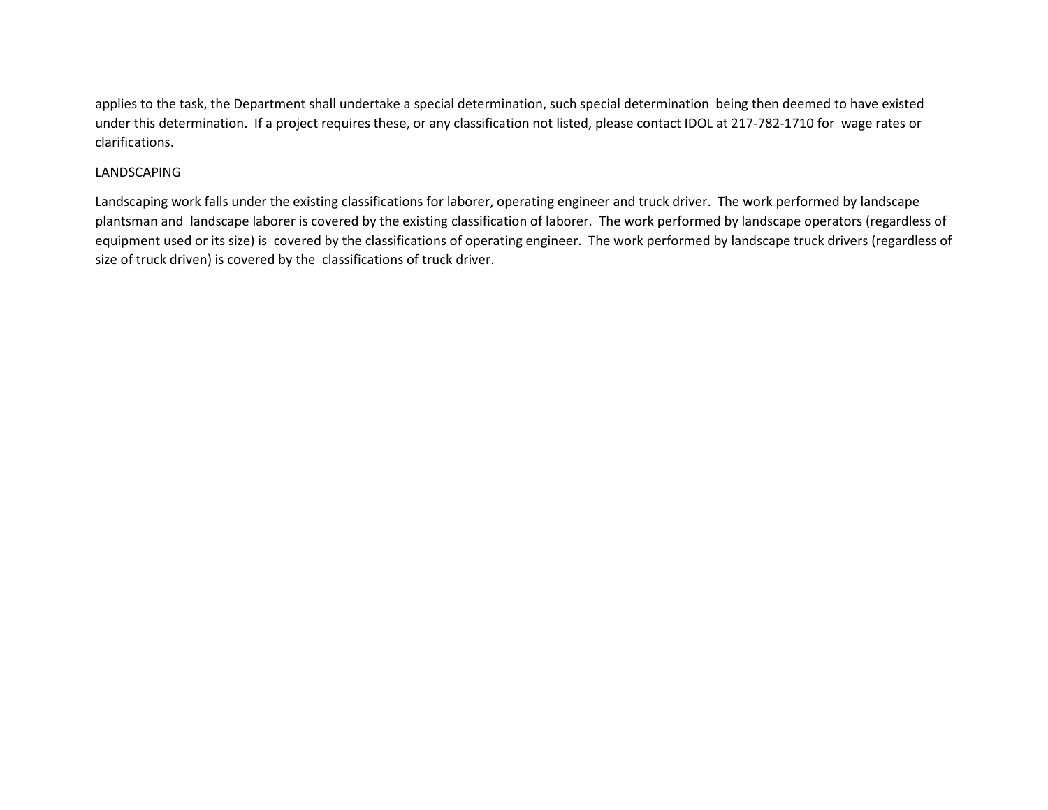applies to the task, the Department shall undertake a special determination, such special determination being then deemed to have existed under this determination. If a project requires these, or any classification not listed, please contact IDOL at 217-782-1710 for wage rates or clarifications.

LANDSCAPING

Landscaping work falls under the existing classifications for laborer, operating engineer and truck driver. The work performed by landscape plantsman and landscape laborer is covered by the existing classification of laborer. The work performed by landscape operators (regardless of equipment used or its size) is covered by the classifications of operating engineer. The work performed by landscape truck drivers (regardless of size of truck driven) is covered by the classifications of truck driver.